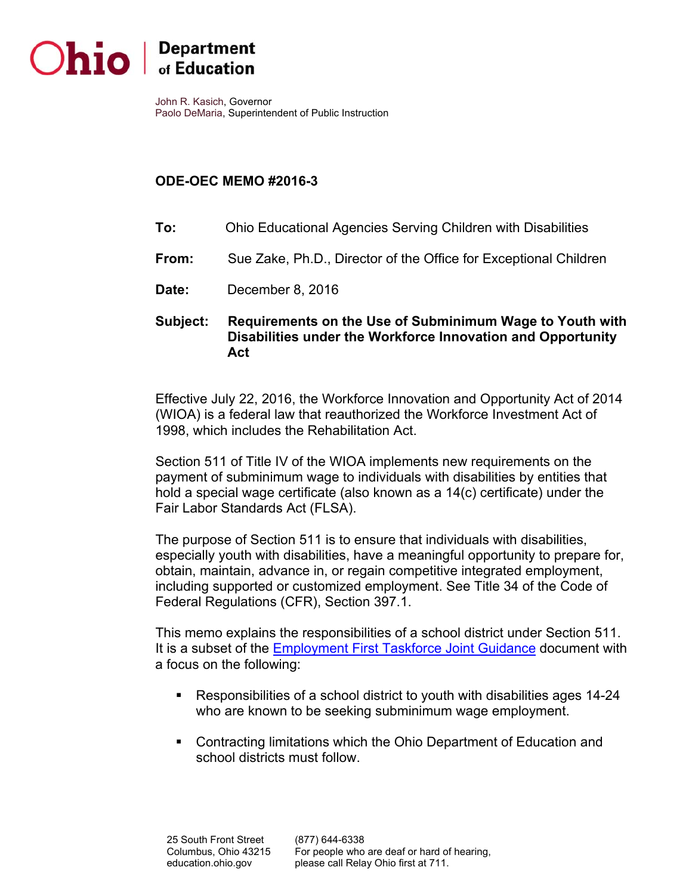**Ohio | Department of Education**

John R. Kasich, Governor
Paolo DeMaria, Superintendent of Public Instruction

## ODE-OEC MEMO #2016-3

**To:** Ohio Educational Agencies Serving Children with Disabilities

**From:** Sue Zake, Ph.D., Director of the Office for Exceptional Children

**Date:** December 8, 2016

**Subject:** **Requirements on the Use of Subminimum Wage to Youth with Disabilities under the Workforce Innovation and Opportunity Act**

Effective July 22, 2016, the Workforce Innovation and Opportunity Act of 2014 (WIOA) is a federal law that reauthorized the Workforce Investment Act of 1998, which includes the Rehabilitation Act.

Section 511 of Title IV of the WIOA implements new requirements on the payment of subminimum wage to individuals with disabilities by entities that hold a special wage certificate (also known as a 14(c) certificate) under the Fair Labor Standards Act (FLSA).

The purpose of Section 511 is to ensure that individuals with disabilities, especially youth with disabilities, have a meaningful opportunity to prepare for, obtain, maintain, advance in, or regain competitive integrated employment, including supported or customized employment. See Title 34 of the Code of Federal Regulations (CFR), Section 397.1.

This memo explains the responsibilities of a school district under Section 511. It is a subset of the Employment First Taskforce Joint Guidance document with a focus on the following:

- Responsibilities of a school district to youth with disabilities ages 14-24 who are known to be seeking subminimum wage employment.
- Contracting limitations which the Ohio Department of Education and school districts must follow.

25 South Front Street
Columbus, Ohio 43215
education.ohio.gov

(877) 644-6338
For people who are deaf or hard of hearing, please call Relay Ohio first at 711.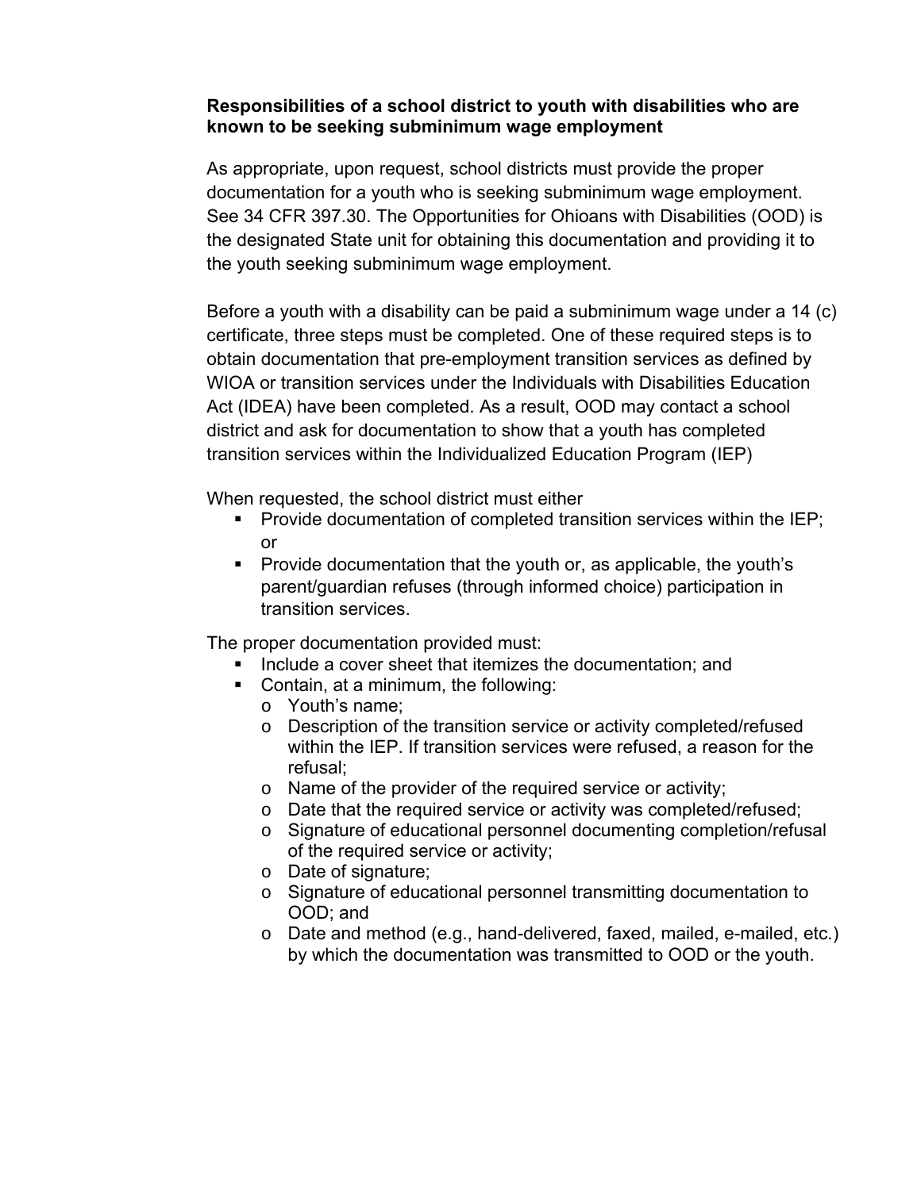**Responsibilities of a school district to youth with disabilities who are known to be seeking subminimum wage employment**

As appropriate, upon request, school districts must provide the proper documentation for a youth who is seeking subminimum wage employment. See 34 CFR 397.30. The Opportunities for Ohioans with Disabilities (OOD) is the designated State unit for obtaining this documentation and providing it to the youth seeking subminimum wage employment.

Before a youth with a disability can be paid a subminimum wage under a 14 (c) certificate, three steps must be completed. One of these required steps is to obtain documentation that pre-employment transition services as defined by WIOA or transition services under the Individuals with Disabilities Education Act (IDEA) have been completed. As a result, OOD may contact a school district and ask for documentation to show that a youth has completed transition services within the Individualized Education Program (IEP)

When requested, the school district must either

- Provide documentation of completed transition services within the IEP; or
- Provide documentation that the youth or, as applicable, the youth's parent/guardian refuses (through informed choice) participation in transition services.

The proper documentation provided must:

- Include a cover sheet that itemizes the documentation; and
- Contain, at a minimum, the following:
  - Youth's name;
  - Description of the transition service or activity completed/refused within the IEP. If transition services were refused, a reason for the refusal;
  - Name of the provider of the required service or activity;
  - Date that the required service or activity was completed/refused;
  - Signature of educational personnel documenting completion/refusal of the required service or activity;
  - Date of signature;
  - Signature of educational personnel transmitting documentation to OOD; and
  - Date and method (e.g., hand-delivered, faxed, mailed, e-mailed, etc.) by which the documentation was transmitted to OOD or the youth.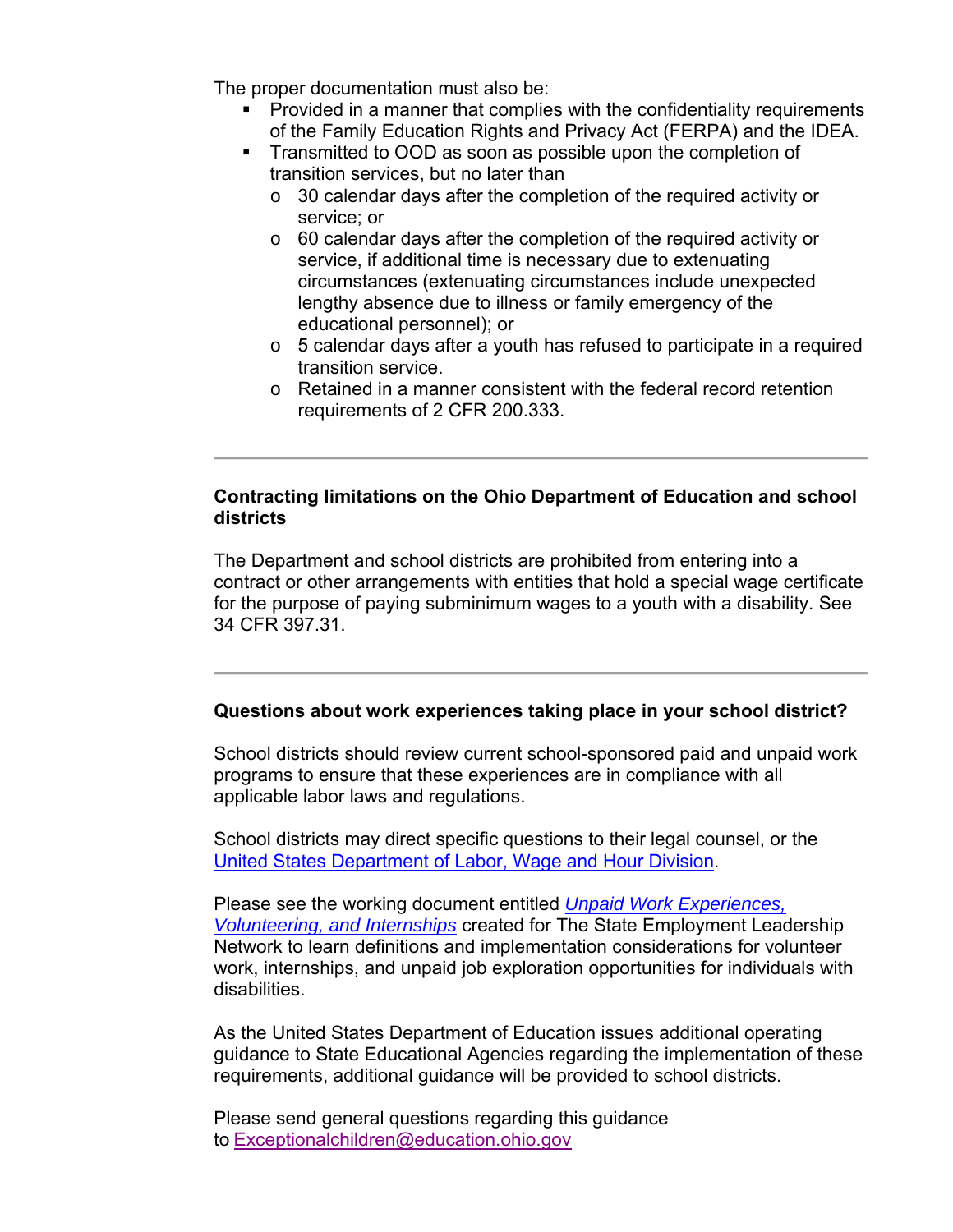The proper documentation must also be:

- Provided in a manner that complies with the confidentiality requirements of the Family Education Rights and Privacy Act (FERPA) and the IDEA.
- Transmitted to OOD as soon as possible upon the completion of transition services, but no later than
  - 30 calendar days after the completion of the required activity or service; or
  - 60 calendar days after the completion of the required activity or service, if additional time is necessary due to extenuating circumstances (extenuating circumstances include unexpected lengthy absence due to illness or family emergency of the educational personnel); or
  - 5 calendar days after a youth has refused to participate in a required transition service.
  - Retained in a manner consistent with the federal record retention requirements of 2 CFR 200.333.

---

**Contracting limitations on the Ohio Department of Education and school districts**

The Department and school districts are prohibited from entering into a contract or other arrangements with entities that hold a special wage certificate for the purpose of paying subminimum wages to a youth with a disability. See 34 CFR 397.31.

---

**Questions about work experiences taking place in your school district?**

School districts should review current school-sponsored paid and unpaid work programs to ensure that these experiences are in compliance with all applicable labor laws and regulations.

School districts may direct specific questions to their legal counsel, or the United States Department of Labor, Wage and Hour Division.

Please see the working document entitled *Unpaid Work Experiences, Volunteering, and Internships* created for The State Employment Leadership Network to learn definitions and implementation considerations for volunteer work, internships, and unpaid job exploration opportunities for individuals with disabilities.

As the United States Department of Education issues additional operating guidance to State Educational Agencies regarding the implementation of these requirements, additional guidance will be provided to school districts.

Please send general questions regarding this guidance to Exceptionalchildren@education.ohio.gov